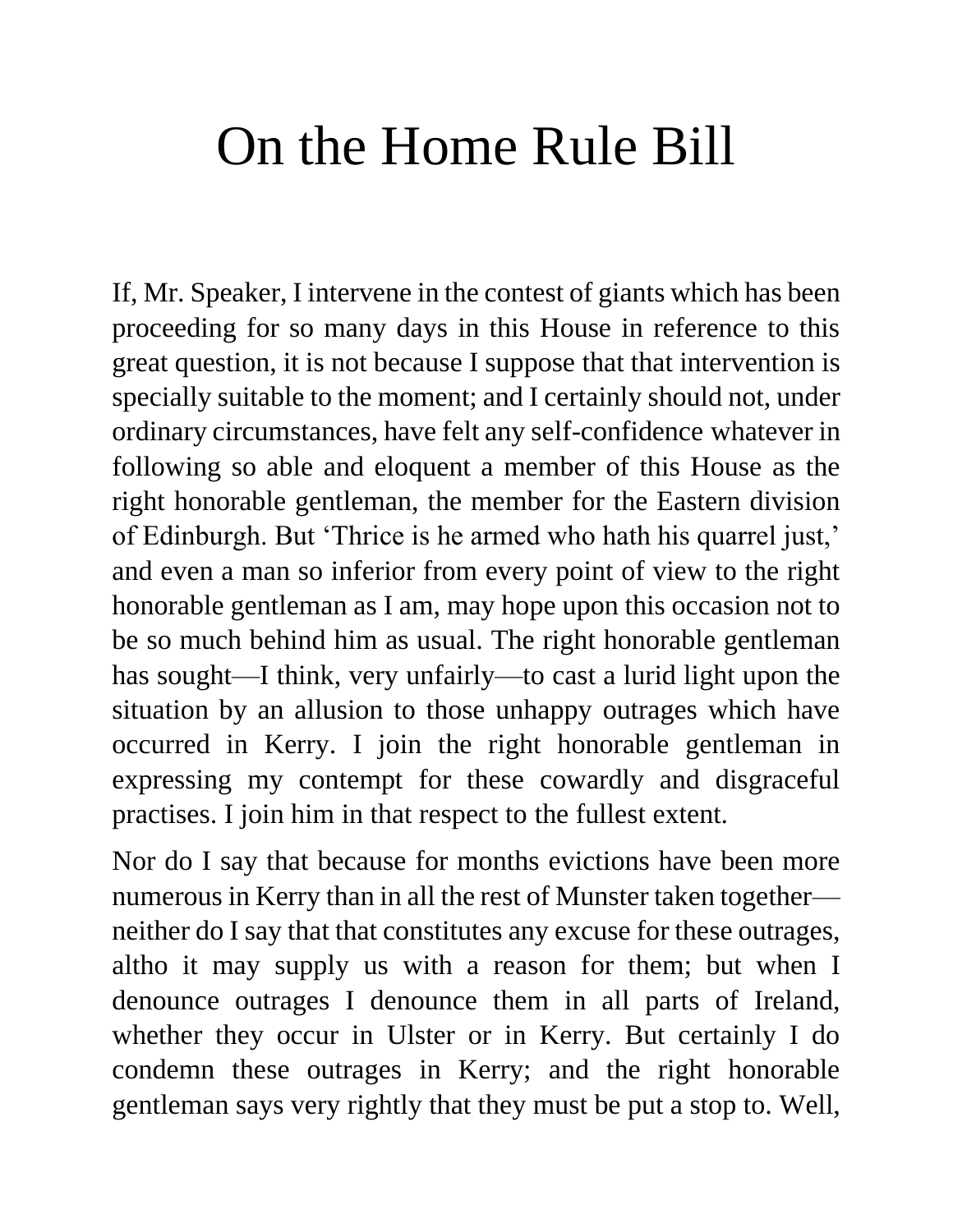# On the Home Rule Bill

If, Mr. Speaker, I intervene in the contest of giants which has been proceeding for so many days in this House in reference to this great question, it is not because I suppose that that intervention is specially suitable to the moment; and I certainly should not, under ordinary circumstances, have felt any self-confidence whatever in following so able and eloquent a member of this House as the right honorable gentleman, the member for the Eastern division of Edinburgh. But 'Thrice is he armed who hath his quarrel just,' and even a man so inferior from every point of view to the right honorable gentleman as I am, may hope upon this occasion not to be so much behind him as usual. The right honorable gentleman has sought—I think, very unfairly—to cast a lurid light upon the situation by an allusion to those unhappy outrages which have occurred in Kerry. I join the right honorable gentleman in expressing my contempt for these cowardly and disgraceful practises. I join him in that respect to the fullest extent.

Nor do I say that because for months evictions have been more numerous in Kerry than in all the rest of Munster taken together—neither do I say that that constitutes any excuse for these outrages, altho it may supply us with a reason for them; but when I denounce outrages I denounce them in all parts of Ireland, whether they occur in Ulster or in Kerry. But certainly I do condemn these outrages in Kerry; and the right honorable gentleman says very rightly that they must be put a stop to. Well,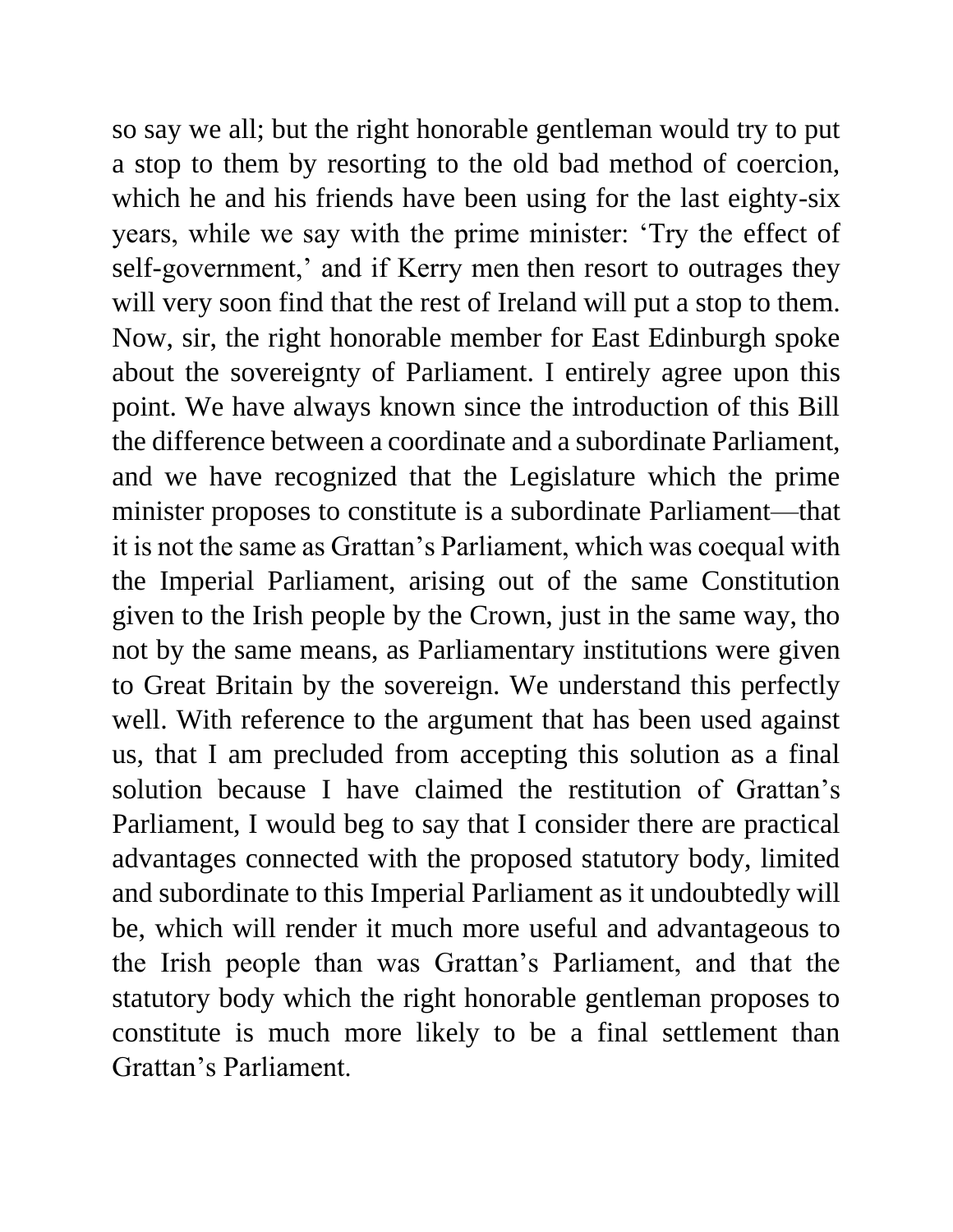so say we all; but the right honorable gentleman would try to put a stop to them by resorting to the old bad method of coercion, which he and his friends have been using for the last eighty-six years, while we say with the prime minister: 'Try the effect of self-government,' and if Kerry men then resort to outrages they will very soon find that the rest of Ireland will put a stop to them. Now, sir, the right honorable member for East Edinburgh spoke about the sovereignty of Parliament. I entirely agree upon this point. We have always known since the introduction of this Bill the difference between a coordinate and a subordinate Parliament, and we have recognized that the Legislature which the prime minister proposes to constitute is a subordinate Parliament—that it is not the same as Grattan's Parliament, which was coequal with the Imperial Parliament, arising out of the same Constitution given to the Irish people by the Crown, just in the same way, tho not by the same means, as Parliamentary institutions were given to Great Britain by the sovereign. We understand this perfectly well. With reference to the argument that has been used against us, that I am precluded from accepting this solution as a final solution because I have claimed the restitution of Grattan's Parliament, I would beg to say that I consider there are practical advantages connected with the proposed statutory body, limited and subordinate to this Imperial Parliament as it undoubtedly will be, which will render it much more useful and advantageous to the Irish people than was Grattan's Parliament, and that the statutory body which the right honorable gentleman proposes to constitute is much more likely to be a final settlement than Grattan's Parliament.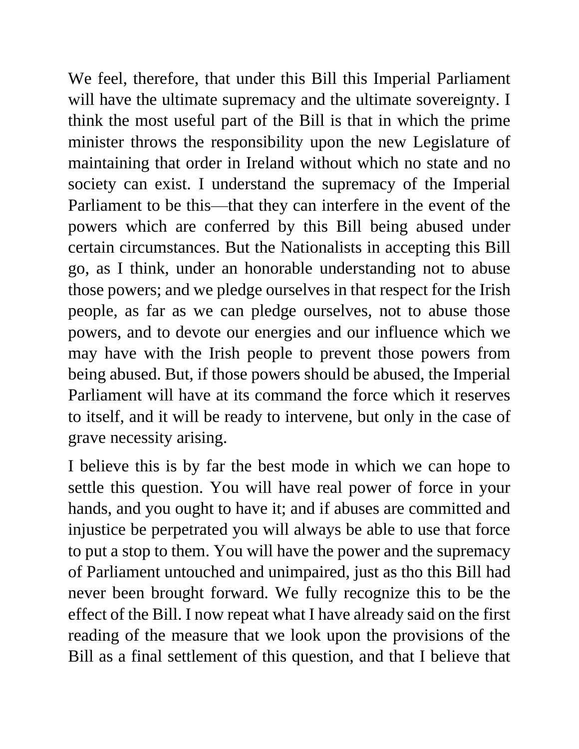We feel, therefore, that under this Bill this Imperial Parliament will have the ultimate supremacy and the ultimate sovereignty. I think the most useful part of the Bill is that in which the prime minister throws the responsibility upon the new Legislature of maintaining that order in Ireland without which no state and no society can exist. I understand the supremacy of the Imperial Parliament to be this—that they can interfere in the event of the powers which are conferred by this Bill being abused under certain circumstances. But the Nationalists in accepting this Bill go, as I think, under an honorable understanding not to abuse those powers; and we pledge ourselves in that respect for the Irish people, as far as we can pledge ourselves, not to abuse those powers, and to devote our energies and our influence which we may have with the Irish people to prevent those powers from being abused. But, if those powers should be abused, the Imperial Parliament will have at its command the force which it reserves to itself, and it will be ready to intervene, but only in the case of grave necessity arising.

I believe this is by far the best mode in which we can hope to settle this question. You will have real power of force in your hands, and you ought to have it; and if abuses are committed and injustice be perpetrated you will always be able to use that force to put a stop to them. You will have the power and the supremacy of Parliament untouched and unimpaired, just as tho this Bill had never been brought forward. We fully recognize this to be the effect of the Bill. I now repeat what I have already said on the first reading of the measure that we look upon the provisions of the Bill as a final settlement of this question, and that I believe that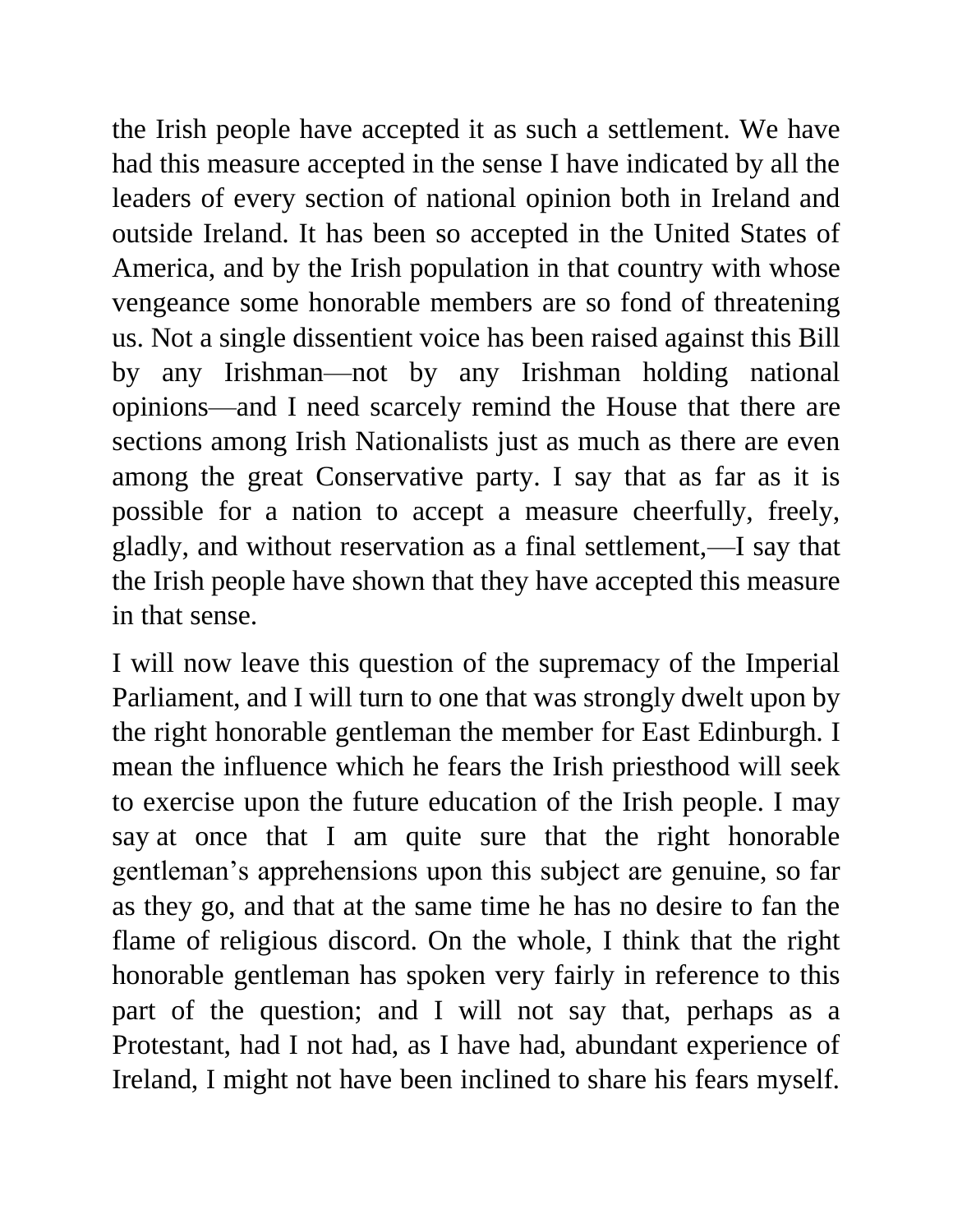the Irish people have accepted it as such a settlement. We have had this measure accepted in the sense I have indicated by all the leaders of every section of national opinion both in Ireland and outside Ireland. It has been so accepted in the United States of America, and by the Irish population in that country with whose vengeance some honorable members are so fond of threatening us. Not a single dissentient voice has been raised against this Bill by any Irishman—not by any Irishman holding national opinions—and I need scarcely remind the House that there are sections among Irish Nationalists just as much as there are even among the great Conservative party. I say that as far as it is possible for a nation to accept a measure cheerfully, freely, gladly, and without reservation as a final settlement,—I say that the Irish people have shown that they have accepted this measure in that sense.

I will now leave this question of the supremacy of the Imperial Parliament, and I will turn to one that was strongly dwelt upon by the right honorable gentleman the member for East Edinburgh. I mean the influence which he fears the Irish priesthood will seek to exercise upon the future education of the Irish people. I may say at once that I am quite sure that the right honorable gentleman's apprehensions upon this subject are genuine, so far as they go, and that at the same time he has no desire to fan the flame of religious discord. On the whole, I think that the right honorable gentleman has spoken very fairly in reference to this part of the question; and I will not say that, perhaps as a Protestant, had I not had, as I have had, abundant experience of Ireland, I might not have been inclined to share his fears myself.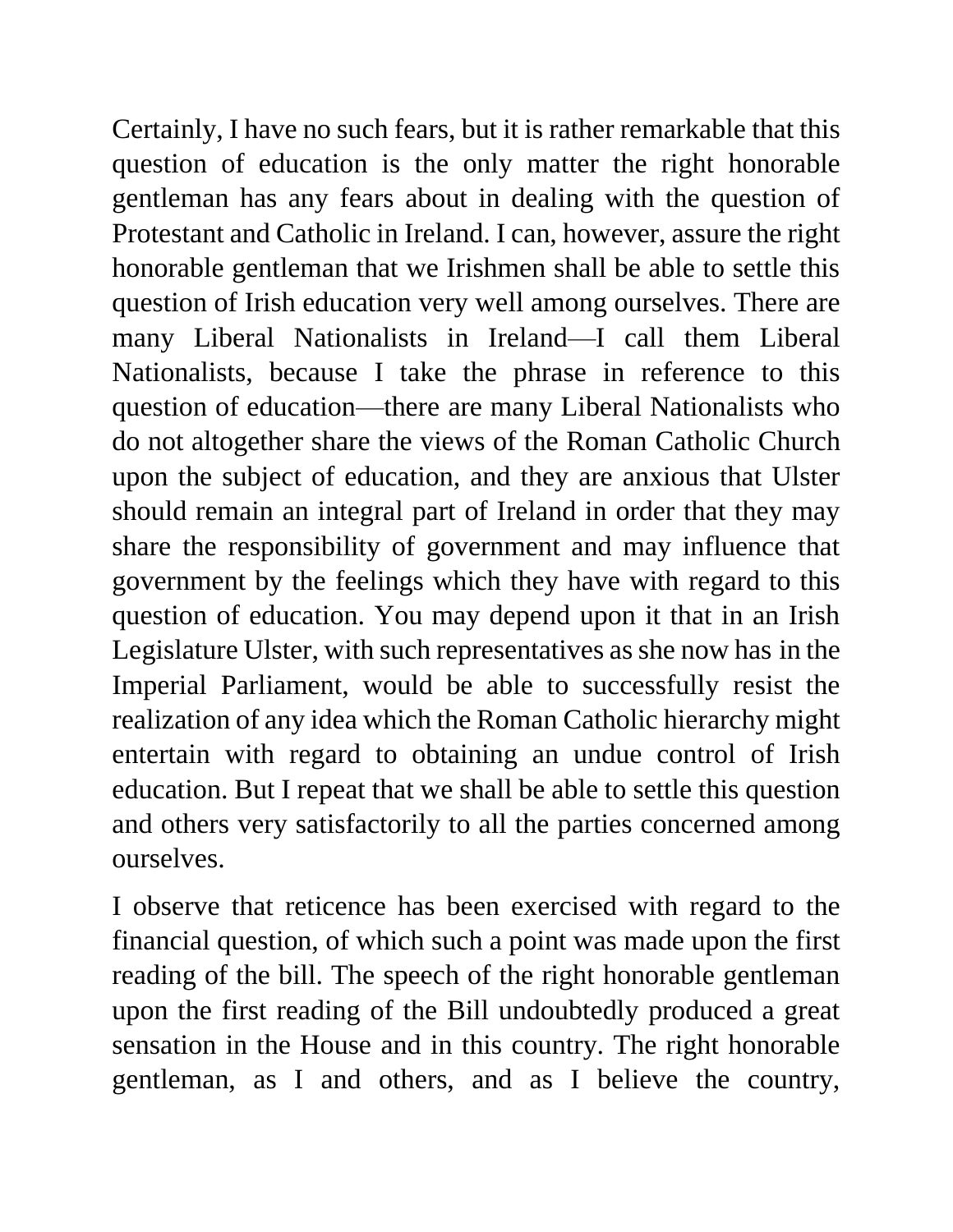Certainly, I have no such fears, but it is rather remarkable that this question of education is the only matter the right honorable gentleman has any fears about in dealing with the question of Protestant and Catholic in Ireland. I can, however, assure the right honorable gentleman that we Irishmen shall be able to settle this question of Irish education very well among ourselves. There are many Liberal Nationalists in Ireland—I call them Liberal Nationalists, because I take the phrase in reference to this question of education—there are many Liberal Nationalists who do not altogether share the views of the Roman Catholic Church upon the subject of education, and they are anxious that Ulster should remain an integral part of Ireland in order that they may share the responsibility of government and may influence that government by the feelings which they have with regard to this question of education. You may depend upon it that in an Irish Legislature Ulster, with such representatives as she now has in the Imperial Parliament, would be able to successfully resist the realization of any idea which the Roman Catholic hierarchy might entertain with regard to obtaining an undue control of Irish education. But I repeat that we shall be able to settle this question and others very satisfactorily to all the parties concerned among ourselves.

I observe that reticence has been exercised with regard to the financial question, of which such a point was made upon the first reading of the bill. The speech of the right honorable gentleman upon the first reading of the Bill undoubtedly produced a great sensation in the House and in this country. The right honorable gentleman, as I and others, and as I believe the country,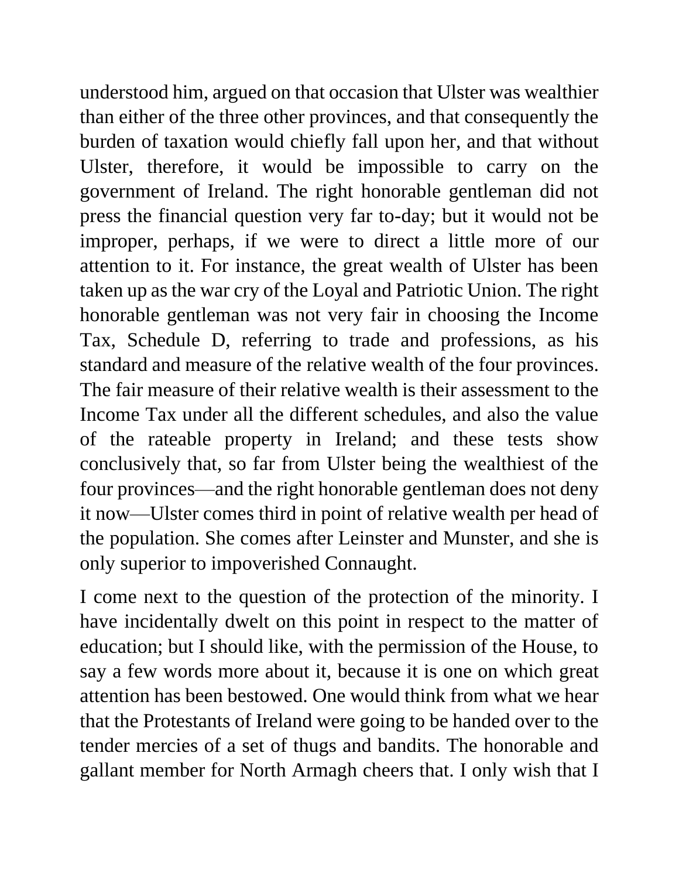understood him, argued on that occasion that Ulster was wealthier than either of the three other provinces, and that consequently the burden of taxation would chiefly fall upon her, and that without Ulster, therefore, it would be impossible to carry on the government of Ireland. The right honorable gentleman did not press the financial question very far to-day; but it would not be improper, perhaps, if we were to direct a little more of our attention to it. For instance, the great wealth of Ulster has been taken up as the war cry of the Loyal and Patriotic Union. The right honorable gentleman was not very fair in choosing the Income Tax, Schedule D, referring to trade and professions, as his standard and measure of the relative wealth of the four provinces. The fair measure of their relative wealth is their assessment to the Income Tax under all the different schedules, and also the value of the rateable property in Ireland; and these tests show conclusively that, so far from Ulster being the wealthiest of the four provinces—and the right honorable gentleman does not deny it now—Ulster comes third in point of relative wealth per head of the population. She comes after Leinster and Munster, and she is only superior to impoverished Connaught.

I come next to the question of the protection of the minority. I have incidentally dwelt on this point in respect to the matter of education; but I should like, with the permission of the House, to say a few words more about it, because it is one on which great attention has been bestowed. One would think from what we hear that the Protestants of Ireland were going to be handed over to the tender mercies of a set of thugs and bandits. The honorable and gallant member for North Armagh cheers that. I only wish that I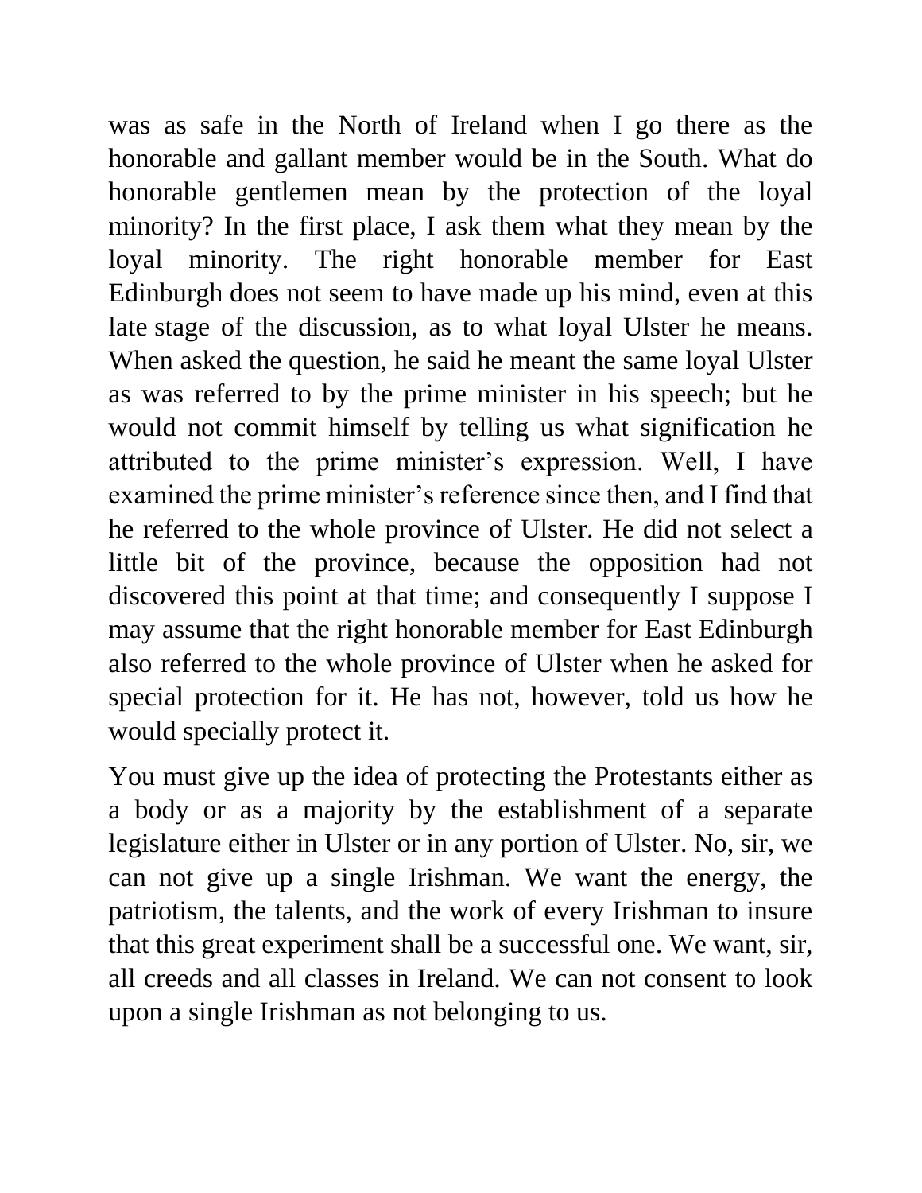was as safe in the North of Ireland when I go there as the honorable and gallant member would be in the South. What do honorable gentlemen mean by the protection of the loyal minority? In the first place, I ask them what they mean by the loyal minority. The right honorable member for East Edinburgh does not seem to have made up his mind, even at this late stage of the discussion, as to what loyal Ulster he means. When asked the question, he said he meant the same loyal Ulster as was referred to by the prime minister in his speech; but he would not commit himself by telling us what signification he attributed to the prime minister's expression. Well, I have examined the prime minister's reference since then, and I find that he referred to the whole province of Ulster. He did not select a little bit of the province, because the opposition had not discovered this point at that time; and consequently I suppose I may assume that the right honorable member for East Edinburgh also referred to the whole province of Ulster when he asked for special protection for it. He has not, however, told us how he would specially protect it.

You must give up the idea of protecting the Protestants either as a body or as a majority by the establishment of a separate legislature either in Ulster or in any portion of Ulster. No, sir, we can not give up a single Irishman. We want the energy, the patriotism, the talents, and the work of every Irishman to insure that this great experiment shall be a successful one. We want, sir, all creeds and all classes in Ireland. We can not consent to look upon a single Irishman as not belonging to us.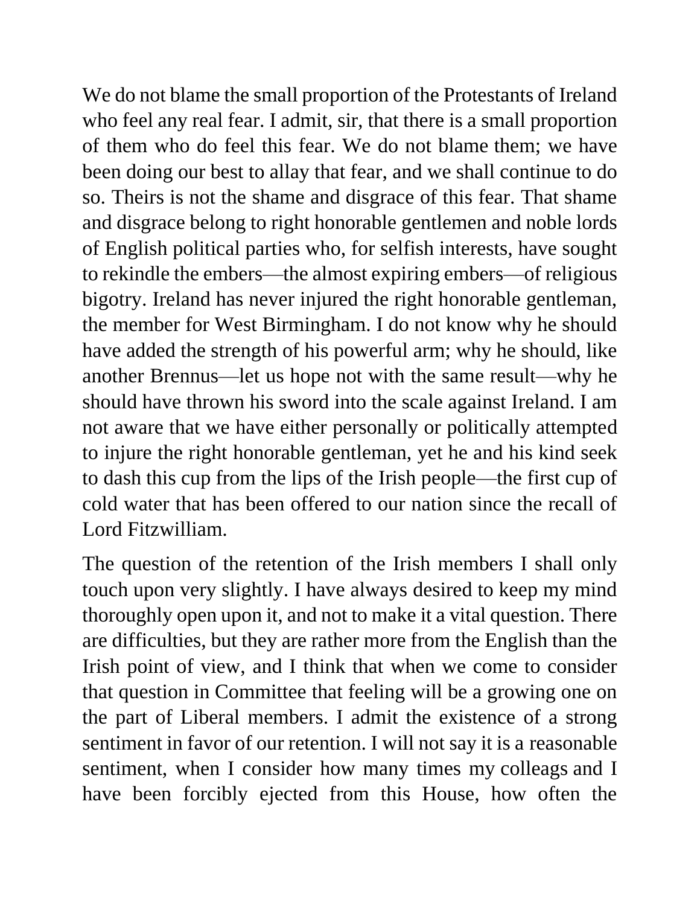We do not blame the small proportion of the Protestants of Ireland who feel any real fear. I admit, sir, that there is a small proportion of them who do feel this fear. We do not blame them; we have been doing our best to allay that fear, and we shall continue to do so. Theirs is not the shame and disgrace of this fear. That shame and disgrace belong to right honorable gentlemen and noble lords of English political parties who, for selfish interests, have sought to rekindle the embers—the almost expiring embers—of religious bigotry. Ireland has never injured the right honorable gentleman, the member for West Birmingham. I do not know why he should have added the strength of his powerful arm; why he should, like another Brennus—let us hope not with the same result—why he should have thrown his sword into the scale against Ireland. I am not aware that we have either personally or politically attempted to injure the right honorable gentleman, yet he and his kind seek to dash this cup from the lips of the Irish people—the first cup of cold water that has been offered to our nation since the recall of Lord Fitzwilliam.

The question of the retention of the Irish members I shall only touch upon very slightly. I have always desired to keep my mind thoroughly open upon it, and not to make it a vital question. There are difficulties, but they are rather more from the English than the Irish point of view, and I think that when we come to consider that question in Committee that feeling will be a growing one on the part of Liberal members. I admit the existence of a strong sentiment in favor of our retention. I will not say it is a reasonable sentiment, when I consider how many times my colleags and I have been forcibly ejected from this House, how often the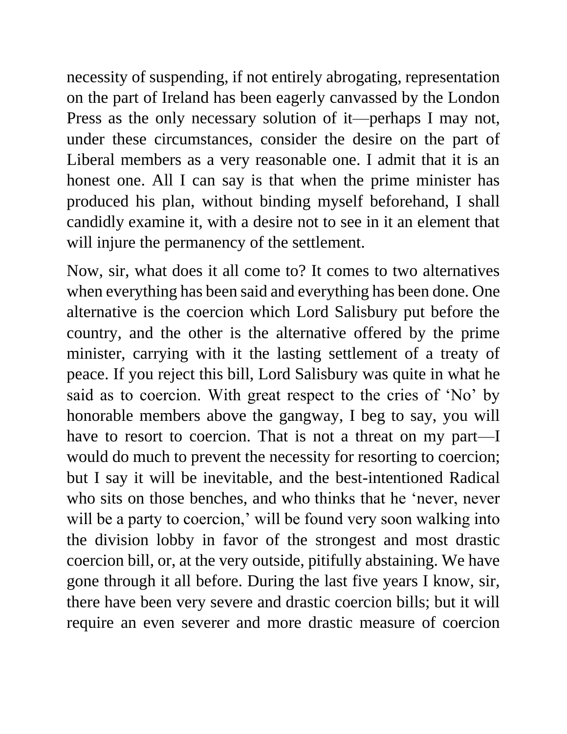necessity of suspending, if not entirely abrogating, representation on the part of Ireland has been eagerly canvassed by the London Press as the only necessary solution of it—perhaps I may not, under these circumstances, consider the desire on the part of Liberal members as a very reasonable one. I admit that it is an honest one. All I can say is that when the prime minister has produced his plan, without binding myself beforehand, I shall candidly examine it, with a desire not to see in it an element that will injure the permanency of the settlement.

Now, sir, what does it all come to? It comes to two alternatives when everything has been said and everything has been done. One alternative is the coercion which Lord Salisbury put before the country, and the other is the alternative offered by the prime minister, carrying with it the lasting settlement of a treaty of peace. If you reject this bill, Lord Salisbury was quite in what he said as to coercion. With great respect to the cries of 'No' by honorable members above the gangway, I beg to say, you will have to resort to coercion. That is not a threat on my part—I would do much to prevent the necessity for resorting to coercion; but I say it will be inevitable, and the best-intentioned Radical who sits on those benches, and who thinks that he 'never, never will be a party to coercion,' will be found very soon walking into the division lobby in favor of the strongest and most drastic coercion bill, or, at the very outside, pitifully abstaining. We have gone through it all before. During the last five years I know, sir, there have been very severe and drastic coercion bills; but it will require an even severer and more drastic measure of coercion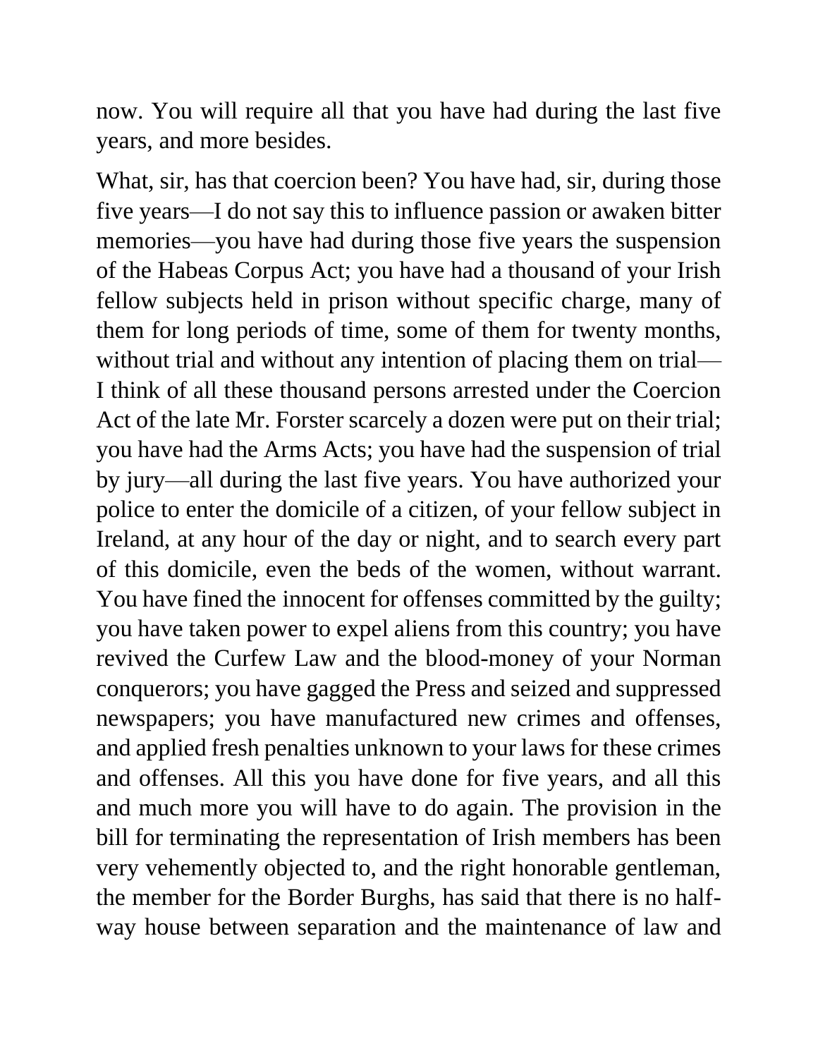now. You will require all that you have had during the last five years, and more besides.

What, sir, has that coercion been? You have had, sir, during those five years—I do not say this to influence passion or awaken bitter memories—you have had during those five years the suspension of the Habeas Corpus Act; you have had a thousand of your Irish fellow subjects held in prison without specific charge, many of them for long periods of time, some of them for twenty months, without trial and without any intention of placing them on trial—I think of all these thousand persons arrested under the Coercion Act of the late Mr. Forster scarcely a dozen were put on their trial; you have had the Arms Acts; you have had the suspension of trial by jury—all during the last five years. You have authorized your police to enter the domicile of a citizen, of your fellow subject in Ireland, at any hour of the day or night, and to search every part of this domicile, even the beds of the women, without warrant. You have fined the innocent for offenses committed by the guilty; you have taken power to expel aliens from this country; you have revived the Curfew Law and the blood-money of your Norman conquerors; you have gagged the Press and seized and suppressed newspapers; you have manufactured new crimes and offenses, and applied fresh penalties unknown to your laws for these crimes and offenses. All this you have done for five years, and all this and much more you will have to do again. The provision in the bill for terminating the representation of Irish members has been very vehemently objected to, and the right honorable gentleman, the member for the Border Burghs, has said that there is no half-way house between separation and the maintenance of law and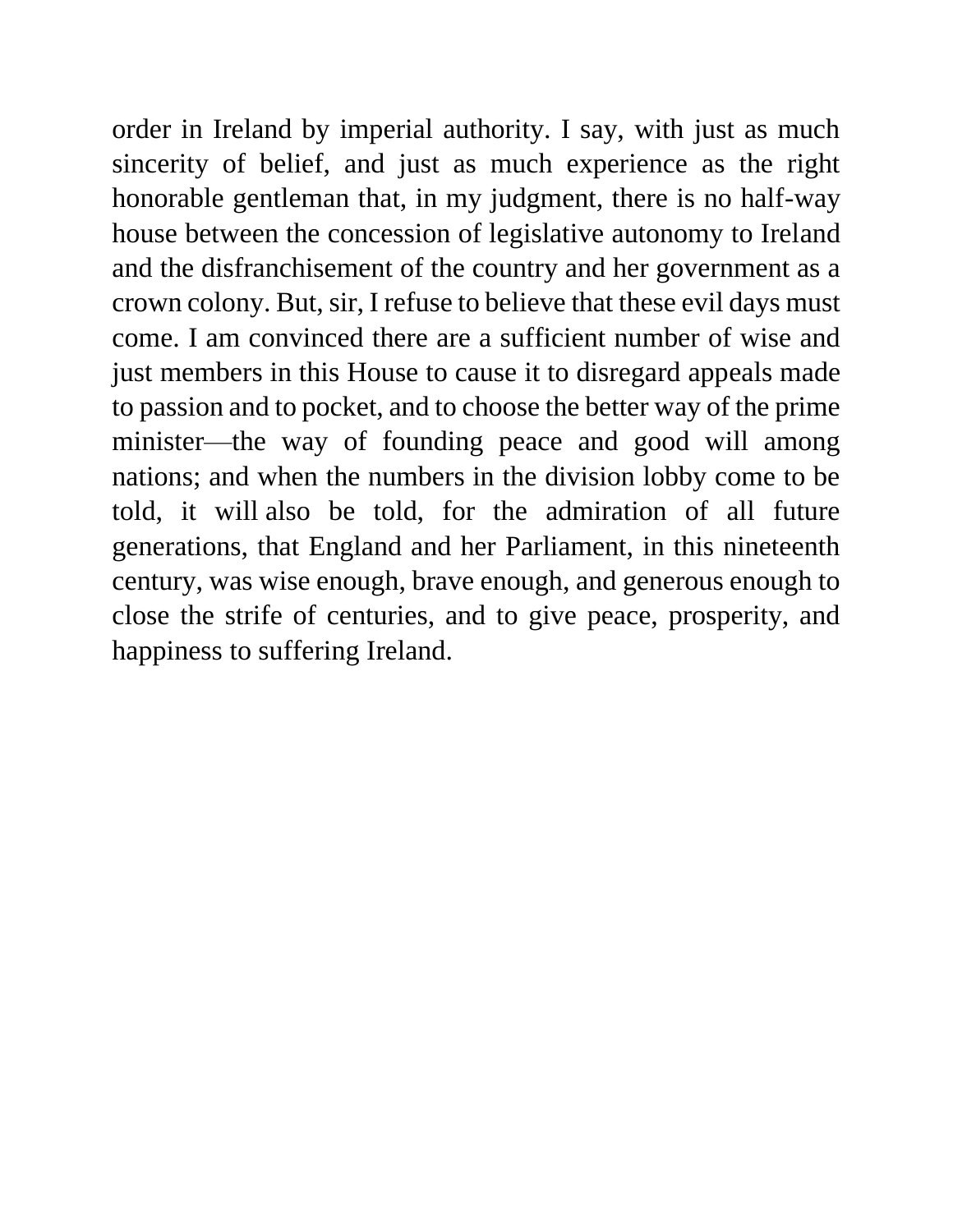order in Ireland by imperial authority. I say, with just as much sincerity of belief, and just as much experience as the right honorable gentleman that, in my judgment, there is no half-way house between the concession of legislative autonomy to Ireland and the disfranchisement of the country and her government as a crown colony. But, sir, I refuse to believe that these evil days must come. I am convinced there are a sufficient number of wise and just members in this House to cause it to disregard appeals made to passion and to pocket, and to choose the better way of the prime minister—the way of founding peace and good will among nations; and when the numbers in the division lobby come to be told, it will also be told, for the admiration of all future generations, that England and her Parliament, in this nineteenth century, was wise enough, brave enough, and generous enough to close the strife of centuries, and to give peace, prosperity, and happiness to suffering Ireland.